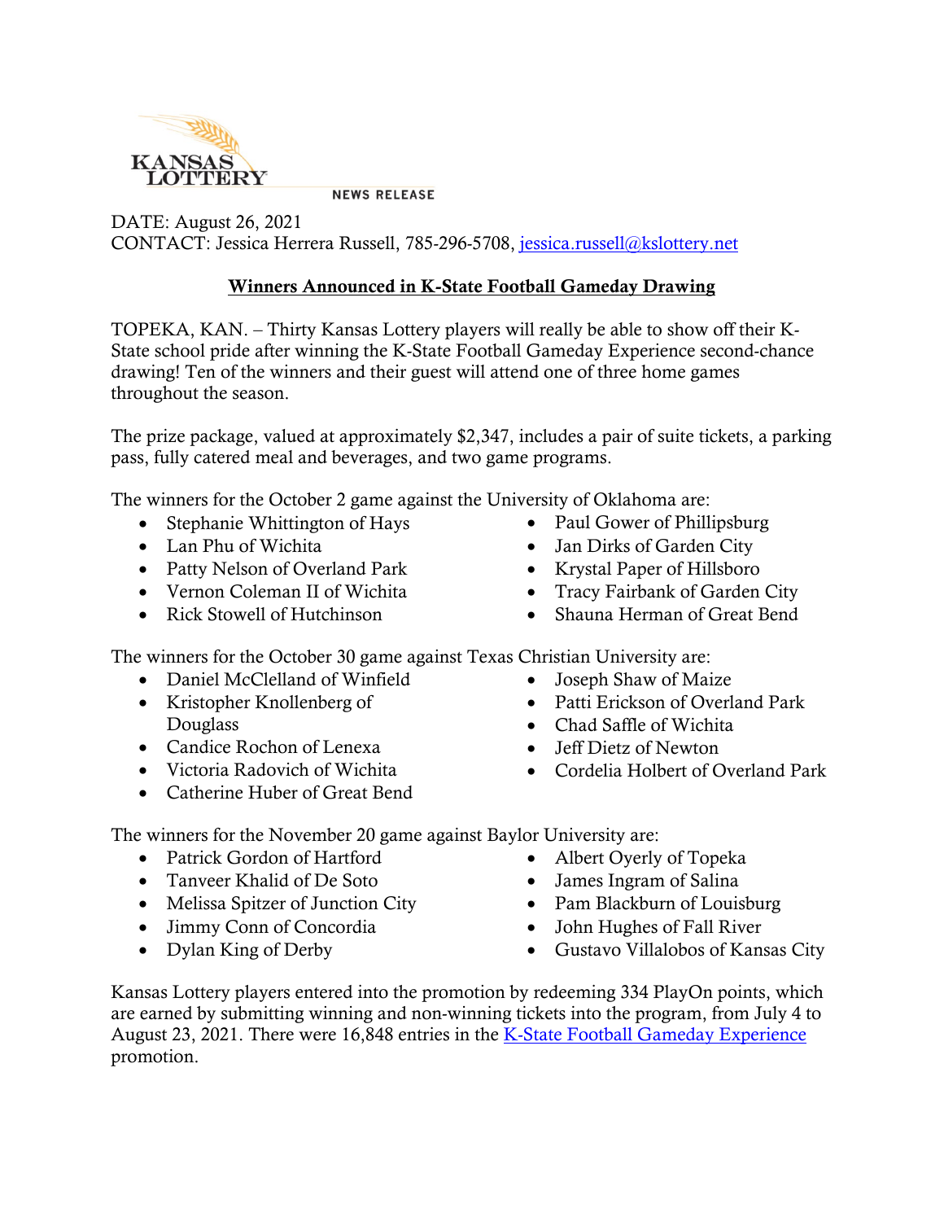KANSAS LOTTERY

NEWS RELEASE

DATE: August 26, 2021
CONTACT: Jessica Herrera Russell, 785-296-5708, jessica.russell@kslottery.net

## Winners Announced in K-State Football Gameday Drawing

TOPEKA, KAN. – Thirty Kansas Lottery players will really be able to show off their K-State school pride after winning the K-State Football Gameday Experience second-chance drawing! Ten of the winners and their guest will attend one of three home games throughout the season.

The prize package, valued at approximately $2,347, includes a pair of suite tickets, a parking pass, fully catered meal and beverages, and two game programs.

The winners for the October 2 game against the University of Oklahoma are:

- Stephanie Whittington of Hays
- Lan Phu of Wichita
- Patty Nelson of Overland Park
- Vernon Coleman II of Wichita
- Rick Stowell of Hutchinson
- Paul Gower of Phillipsburg
- Jan Dirks of Garden City
- Krystal Paper of Hillsboro
- Tracy Fairbank of Garden City
- Shauna Herman of Great Bend

The winners for the October 30 game against Texas Christian University are:

- Daniel McClelland of Winfield
- Kristopher Knollenberg of Douglass
- Candice Rochon of Lenexa
- Victoria Radovich of Wichita
- Catherine Huber of Great Bend
- Joseph Shaw of Maize
- Patti Erickson of Overland Park
- Chad Saffle of Wichita
- Jeff Dietz of Newton
- Cordelia Holbert of Overland Park

The winners for the November 20 game against Baylor University are:

- Patrick Gordon of Hartford
- Tanveer Khalid of De Soto
- Melissa Spitzer of Junction City
- Jimmy Conn of Concordia
- Dylan King of Derby
- Albert Oyerly of Topeka
- James Ingram of Salina
- Pam Blackburn of Louisburg
- John Hughes of Fall River
- Gustavo Villalobos of Kansas City

Kansas Lottery players entered into the promotion by redeeming 334 PlayOn points, which are earned by submitting winning and non-winning tickets into the program, from July 4 to August 23, 2021. There were 16,848 entries in the K-State Football Gameday Experience promotion.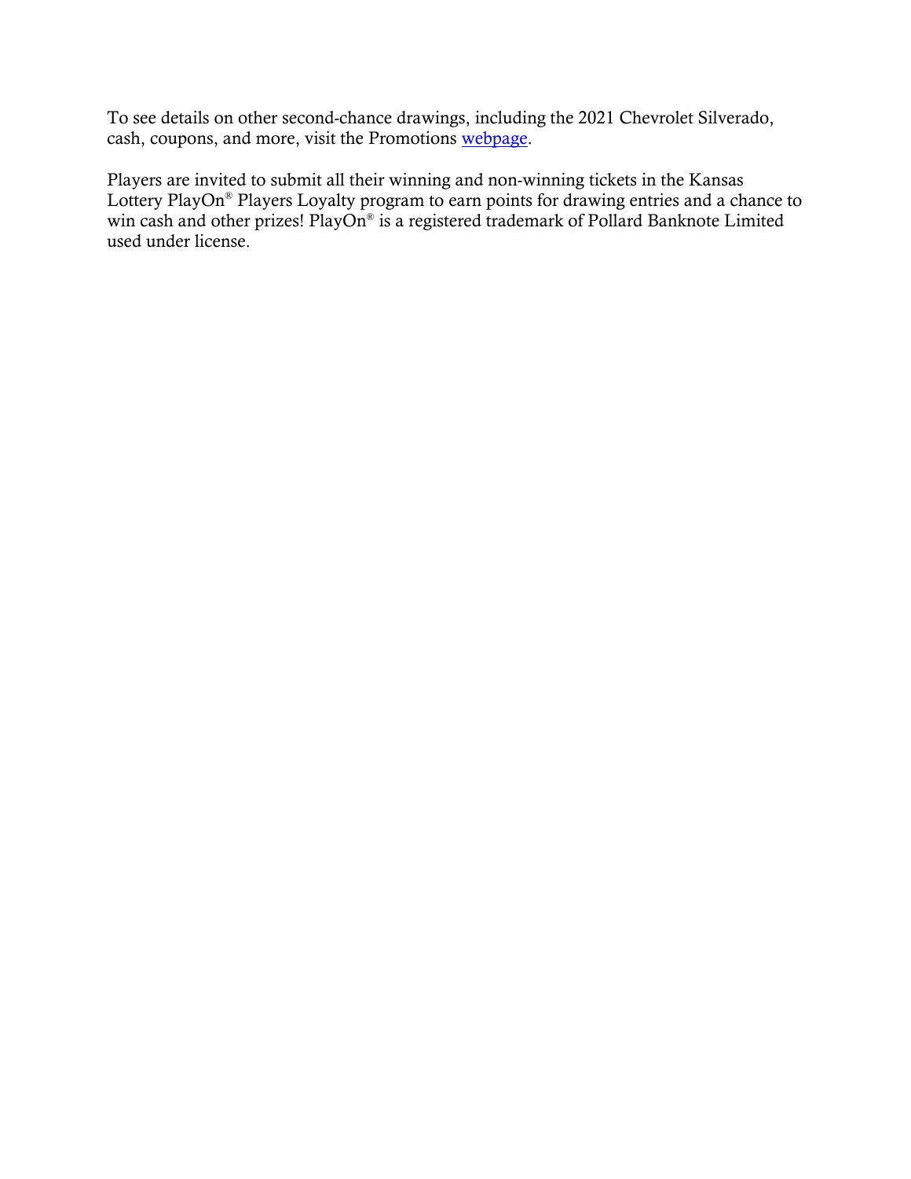To see details on other second-chance drawings, including the 2021 Chevrolet Silverado, cash, coupons, and more, visit the Promotions [webpage](webpage).

Players are invited to submit all their winning and non-winning tickets in the Kansas Lottery PlayOn® Players Loyalty program to earn points for drawing entries and a chance to win cash and other prizes! PlayOn® is a registered trademark of Pollard Banknote Limited used under license.